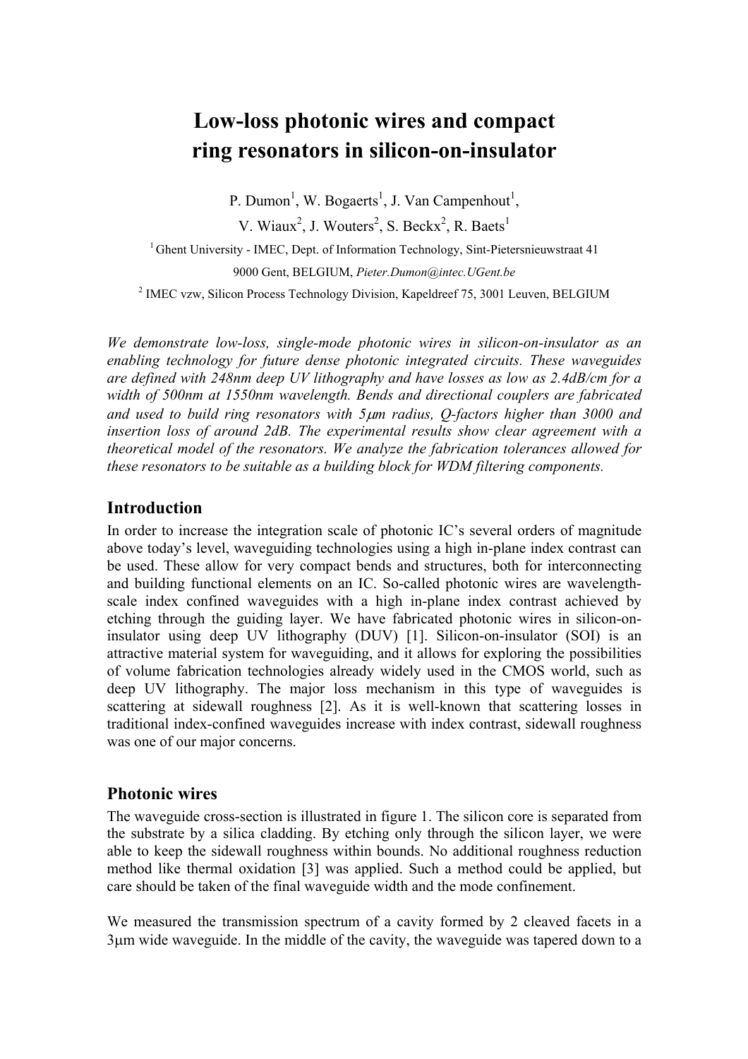# Low-loss photonic wires and compact ring resonators in silicon-on-insulator

P. Dumon[1], W. Bogaerts[1], J. Van Campenhout[1],

V. Wiaux[2], J. Wouters[2], S. Beckx[2], R. Baets[1]

[1] Ghent University - IMEC, Dept. of Information Technology, Sint-Pietersnieuwstraat 41

9000 Gent, BELGIUM, *Pieter.Dumon@intec.UGent.be*

[2] IMEC vzw, Silicon Process Technology Division, Kapeldreef 75, 3001 Leuven, BELGIUM

*We demonstrate low-loss, single-mode photonic wires in silicon-on-insulator as an enabling technology for future dense photonic integrated circuits. These waveguides are defined with 248nm deep UV lithography and have losses as low as 2.4dB/cm for a width of 500nm at 1550nm wavelength. Bends and directional couplers are fabricated and used to build ring resonators with 5μm radius, Q-factors higher than 3000 and insertion loss of around 2dB. The experimental results show clear agreement with a theoretical model of the resonators. We analyze the fabrication tolerances allowed for these resonators to be suitable as a building block for WDM filtering components.*

## Introduction

In order to increase the integration scale of photonic IC's several orders of magnitude above today's level, waveguiding technologies using a high in-plane index contrast can be used. These allow for very compact bends and structures, both for interconnecting and building functional elements on an IC. So-called photonic wires are wavelength-scale index confined waveguides with a high in-plane index contrast achieved by etching through the guiding layer. We have fabricated photonic wires in silicon-on-insulator using deep UV lithography (DUV) [1]. Silicon-on-insulator (SOI) is an attractive material system for waveguiding, and it allows for exploring the possibilities of volume fabrication technologies already widely used in the CMOS world, such as deep UV lithography. The major loss mechanism in this type of waveguides is scattering at sidewall roughness [2]. As it is well-known that scattering losses in traditional index-confined waveguides increase with index contrast, sidewall roughness was one of our major concerns.

## Photonic wires

The waveguide cross-section is illustrated in figure 1. The silicon core is separated from the substrate by a silica cladding. By etching only through the silicon layer, we were able to keep the sidewall roughness within bounds. No additional roughness reduction method like thermal oxidation [3] was applied. Such a method could be applied, but care should be taken of the final waveguide width and the mode confinement.

We measured the transmission spectrum of a cavity formed by 2 cleaved facets in a 3μm wide waveguide. In the middle of the cavity, the waveguide was tapered down to a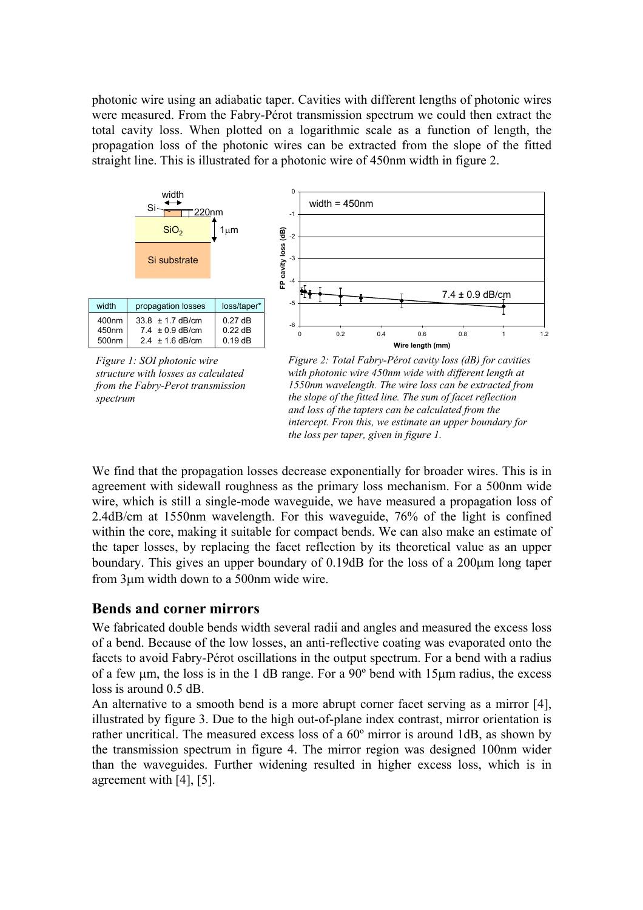photonic wire using an adiabatic taper. Cavities with different lengths of photonic wires were measured. From the Fabry-Pérot transmission spectrum we could then extract the total cavity loss. When plotted on a logarithmic scale as a function of length, the propagation loss of the photonic wires can be extracted from the slope of the fitted straight line. This is illustrated for a photonic wire of 450nm width in figure 2.

| width | propagation losses | loss/taper* |
|---|---|---|
| 400nm | 33.8 ± 1.7 dB/cm | 0.27 dB |
| 450nm | 7.4 ± 0.9 dB/cm | 0.22 dB |
| 500nm | 2.4 ± 1.6 dB/cm | 0.19 dB |

*Figure 1: SOI photonic wire structure with losses as calculated from the Fabry-Perot transmission spectrum*

*Figure 2: Total Fabry-Pérot cavity loss (dB) for cavities with photonic wire 450nm wide with different length at 1550nm wavelength. The wire loss can be extracted from the slope of the fitted line. The sum of facet reflection and loss of the tapters can be calculated from the intercept. Fron this, we estimate an upper boundary for the loss per taper, given in figure 1.*

We find that the propagation losses decrease exponentially for broader wires. This is in agreement with sidewall roughness as the primary loss mechanism. For a 500nm wide wire, which is still a single-mode waveguide, we have measured a propagation loss of 2.4dB/cm at 1550nm wavelength. For this waveguide, 76% of the light is confined within the core, making it suitable for compact bends. We can also make an estimate of the taper losses, by replacing the facet reflection by its theoretical value as an upper boundary. This gives an upper boundary of 0.19dB for the loss of a 200µm long taper from 3µm width down to a 500nm wide wire.

## Bends and corner mirrors

We fabricated double bends width several radii and angles and measured the excess loss of a bend. Because of the low losses, an anti-reflective coating was evaporated onto the facets to avoid Fabry-Pérot oscillations in the output spectrum. For a bend with a radius of a few µm, the loss is in the 1 dB range. For a 90º bend with 15µm radius, the excess loss is around 0.5 dB.

An alternative to a smooth bend is a more abrupt corner facet serving as a mirror [4], illustrated by figure 3. Due to the high out-of-plane index contrast, mirror orientation is rather uncritical. The measured excess loss of a 60º mirror is around 1dB, as shown by the transmission spectrum in figure 4. The mirror region was designed 100nm wider than the waveguides. Further widening resulted in higher excess loss, which is in agreement with [4], [5].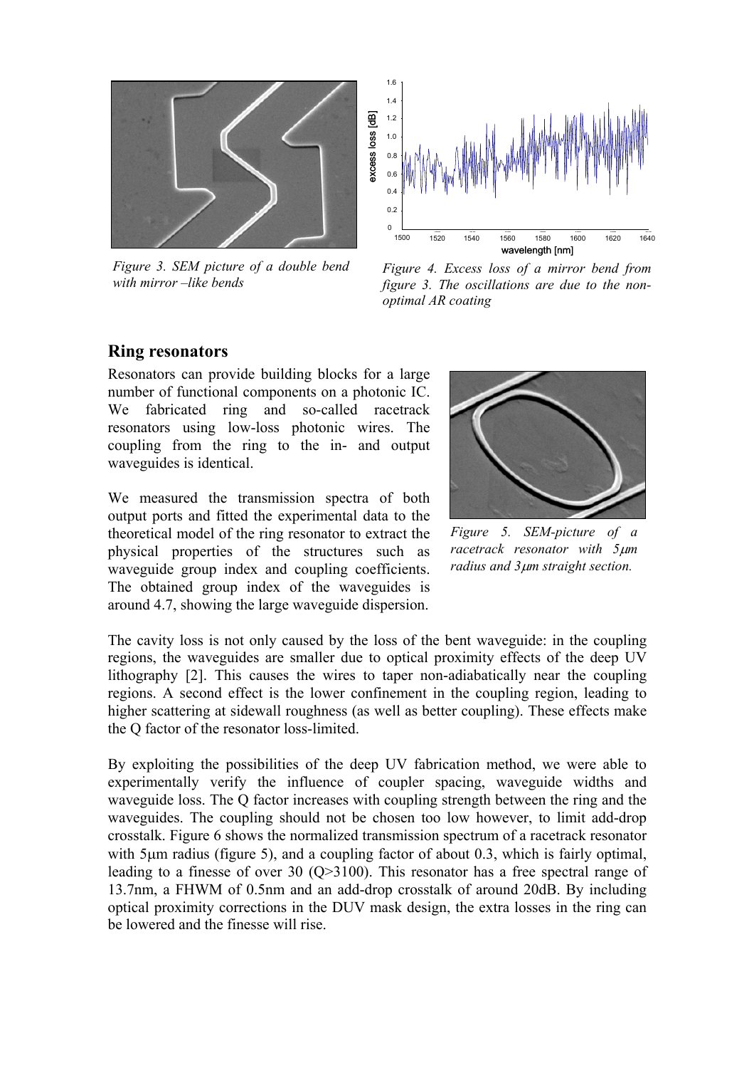Figure 3. SEM picture of a double bend with mirror –like bends

Figure 4. Excess loss of a mirror bend from figure 3. The oscillations are due to the non-optimal AR coating

## Ring resonators

Resonators can provide building blocks for a large number of functional components on a photonic IC. We fabricated ring and so-called racetrack resonators using low-loss photonic wires. The coupling from the ring to the in- and output waveguides is identical.

We measured the transmission spectra of both output ports and fitted the experimental data to the theoretical model of the ring resonator to extract the physical properties of the structures such as waveguide group index and coupling coefficients. The obtained group index of the waveguides is around 4.7, showing the large waveguide dispersion.

*Figure 5. SEM-picture of a racetrack resonator with 5μm radius and 3μm straight section.*

The cavity loss is not only caused by the loss of the bent waveguide: in the coupling regions, the waveguides are smaller due to optical proximity effects of the deep UV lithography [2]. This causes the wires to taper non-adiabatically near the coupling regions. A second effect is the lower confinement in the coupling region, leading to higher scattering at sidewall roughness (as well as better coupling). These effects make the Q factor of the resonator loss-limited.

By exploiting the possibilities of the deep UV fabrication method, we were able to experimentally verify the influence of coupler spacing, waveguide widths and waveguide loss. The Q factor increases with coupling strength between the ring and the waveguides. The coupling should not be chosen too low however, to limit add-drop crosstalk. Figure 6 shows the normalized transmission spectrum of a racetrack resonator with 5μm radius (figure 5), and a coupling factor of about 0.3, which is fairly optimal, leading to a finesse of over 30 (Q>3100). This resonator has a free spectral range of 13.7nm, a FHWM of 0.5nm and an add-drop crosstalk of around 20dB. By including optical proximity corrections in the DUV mask design, the extra losses in the ring can be lowered and the finesse will rise.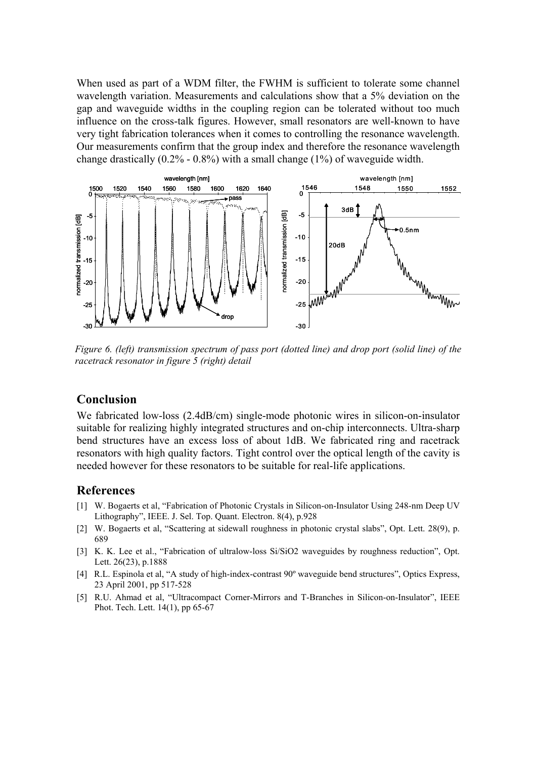When used as part of a WDM filter, the FWHM is sufficient to tolerate some channel wavelength variation. Measurements and calculations show that a 5% deviation on the gap and waveguide widths in the coupling region can be tolerated without too much influence on the cross-talk figures. However, small resonators are well-known to have very tight fabrication tolerances when it comes to controlling the resonance wavelength. Our measurements confirm that the group index and therefore the resonance wavelength change drastically (0.2% - 0.8%) with a small change (1%) of waveguide width.

wavelength [nm]
1500 1520 1540 1560 1580 1600 1620 1640
normalized transmission [dB]
0 -5 -10 -15 -20 -25 -30
pass
drop

wavelength [nm]
1546 1548 1550 1552
normalized transmission [dB]
0 -5 -10 -15 -20 -25 -30
3dB
0.5nm
20dB

*Figure 6. (left) transmission spectrum of pass port (dotted line) and drop port (solid line) of the racetrack resonator in figure 5 (right) detail*

## Conclusion

We fabricated low-loss (2.4dB/cm) single-mode photonic wires in silicon-on-insulator suitable for realizing highly integrated structures and on-chip interconnects. Ultra-sharp bend structures have an excess loss of about 1dB. We fabricated ring and racetrack resonators with high quality factors. Tight control over the optical length of the cavity is needed however for these resonators to be suitable for real-life applications.

## References

[1] W. Bogaerts et al, "Fabrication of Photonic Crystals in Silicon-on-Insulator Using 248-nm Deep UV Lithography", IEEE. J. Sel. Top. Quant. Electron. 8(4), p.928

[2] W. Bogaerts et al, "Scattering at sidewall roughness in photonic crystal slabs", Opt. Lett. 28(9), p. 689

[3] K. K. Lee et al., "Fabrication of ultralow-loss Si/SiO2 waveguides by roughness reduction", Opt. Lett. 26(23), p.1888

[4] R.L. Espinola et al, "A study of high-index-contrast 90º waveguide bend structures", Optics Express, 23 April 2001, pp 517-528

[5] R.U. Ahmad et al, "Ultracompact Corner-Mirrors and T-Branches in Silicon-on-Insulator", IEEE Phot. Tech. Lett. 14(1), pp 65-67